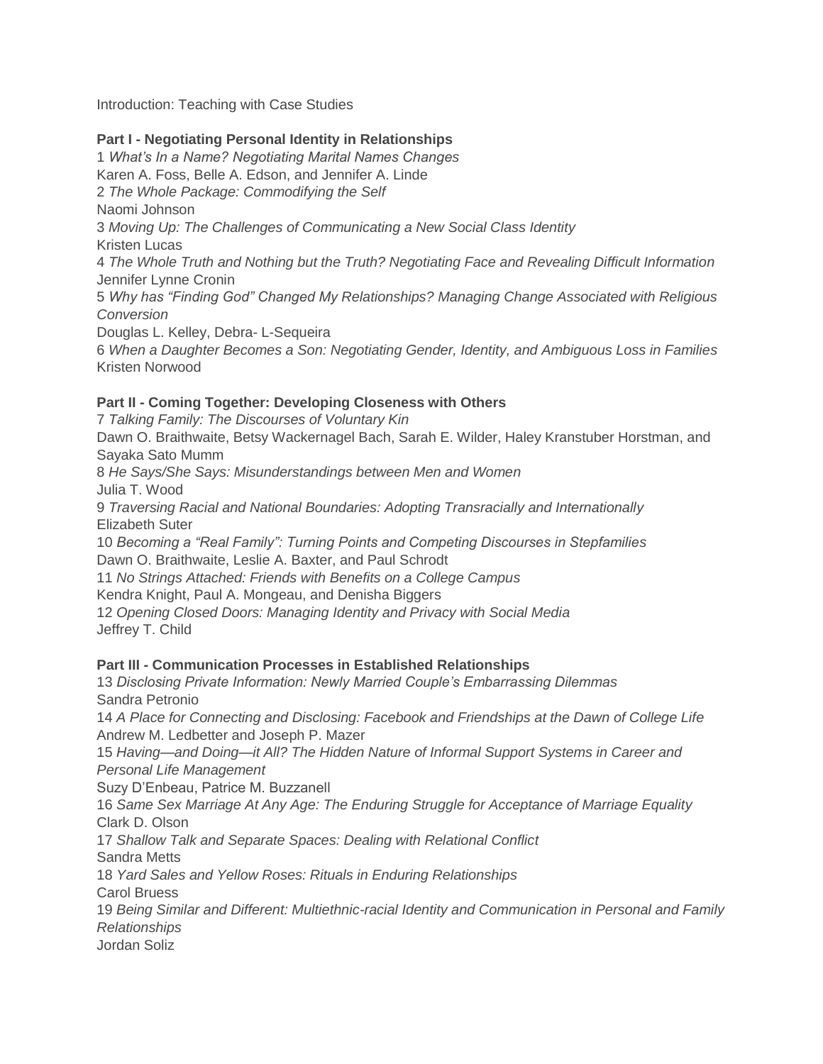Introduction: Teaching with Case Studies

**Part I - Negotiating Personal Identity in Relationships**

1 *What's In a Name? Negotiating Marital Names Changes*
Karen A. Foss, Belle A. Edson, and Jennifer A. Linde

2 *The Whole Package: Commodifying the Self*
Naomi Johnson

3 *Moving Up: The Challenges of Communicating a New Social Class Identity*
Kristen Lucas

4 *The Whole Truth and Nothing but the Truth? Negotiating Face and Revealing Difficult Information*
Jennifer Lynne Cronin

5 *Why has "Finding God" Changed My Relationships? Managing Change Associated with Religious Conversion*
Douglas L. Kelley, Debra- L-Sequeira

6 *When a Daughter Becomes a Son: Negotiating Gender, Identity, and Ambiguous Loss in Families*
Kristen Norwood

**Part II - Coming Together: Developing Closeness with Others**

7 *Talking Family: The Discourses of Voluntary Kin*
Dawn O. Braithwaite, Betsy Wackernagel Bach, Sarah E. Wilder, Haley Kranstuber Horstman, and Sayaka Sato Mumm

8 *He Says/She Says: Misunderstandings between Men and Women*
Julia T. Wood

9 *Traversing Racial and National Boundaries: Adopting Transracially and Internationally*
Elizabeth Suter

10 *Becoming a "Real Family": Turning Points and Competing Discourses in Stepfamilies*
Dawn O. Braithwaite, Leslie A. Baxter, and Paul Schrodt

11 *No Strings Attached: Friends with Benefits on a College Campus*
Kendra Knight, Paul A. Mongeau, and Denisha Biggers

12 *Opening Closed Doors: Managing Identity and Privacy with Social Media*
Jeffrey T. Child

**Part III - Communication Processes in Established Relationships**

13 *Disclosing Private Information: Newly Married Couple's Embarrassing Dilemmas*
Sandra Petronio

14 *A Place for Connecting and Disclosing: Facebook and Friendships at the Dawn of College Life*
Andrew M. Ledbetter and Joseph P. Mazer

15 *Having—and Doing—it All? The Hidden Nature of Informal Support Systems in Career and Personal Life Management*
Suzy D'Enbeau, Patrice M. Buzzanell

16 *Same Sex Marriage At Any Age: The Enduring Struggle for Acceptance of Marriage Equality*
Clark D. Olson

17 *Shallow Talk and Separate Spaces: Dealing with Relational Conflict*
Sandra Metts

18 *Yard Sales and Yellow Roses: Rituals in Enduring Relationships*
Carol Bruess

19 *Being Similar and Different: Multiethnic-racial Identity and Communication in Personal and Family Relationships*
Jordan Soliz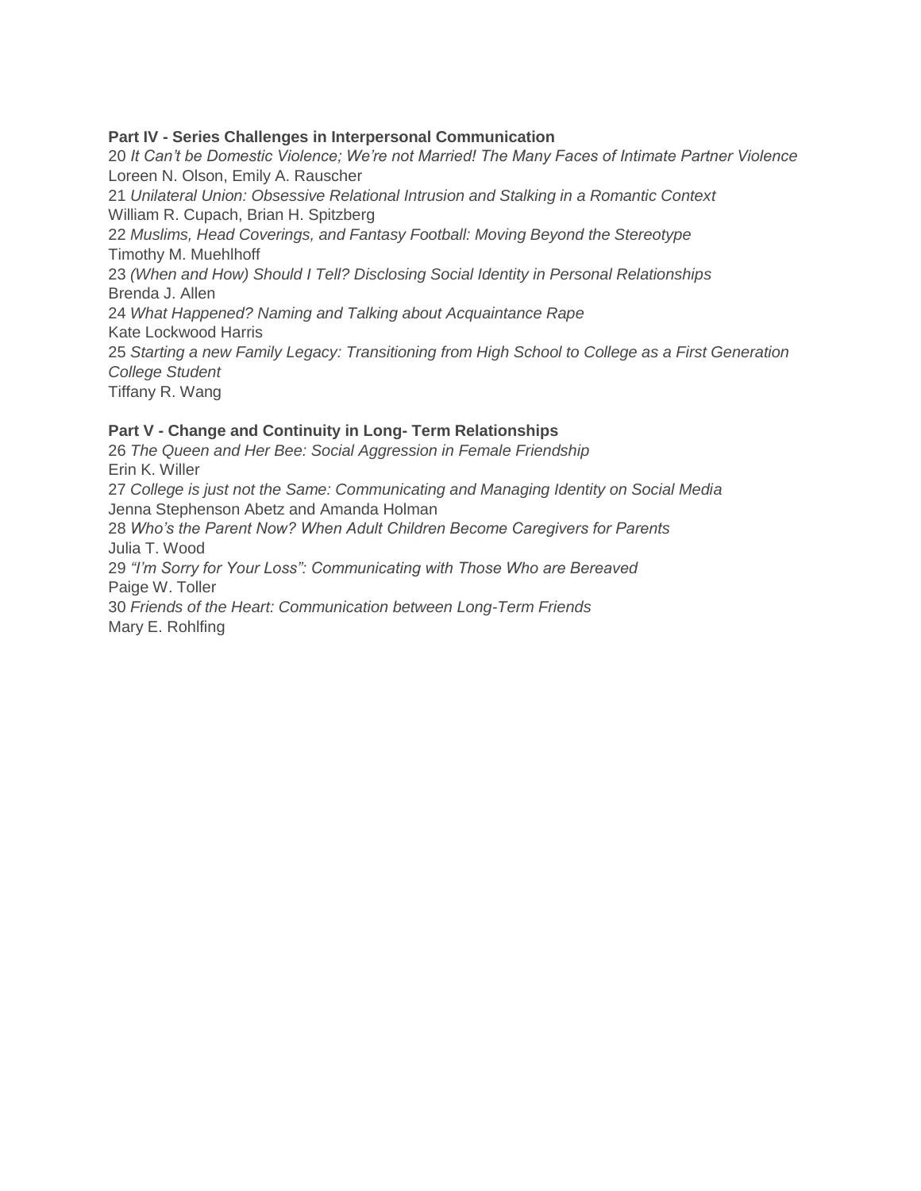**Part IV - Series Challenges in Interpersonal Communication**

20 *It Can't be Domestic Violence; We're not Married! The Many Faces of Intimate Partner Violence*
Loreen N. Olson, Emily A. Rauscher

21 *Unilateral Union: Obsessive Relational Intrusion and Stalking in a Romantic Context*
William R. Cupach, Brian H. Spitzberg

22 *Muslims, Head Coverings, and Fantasy Football: Moving Beyond the Stereotype*
Timothy M. Muehlhoff

23 *(When and How) Should I Tell? Disclosing Social Identity in Personal Relationships*
Brenda J. Allen

24 *What Happened? Naming and Talking about Acquaintance Rape*
Kate Lockwood Harris

25 *Starting a new Family Legacy: Transitioning from High School to College as a First Generation College Student*
Tiffany R. Wang

**Part V - Change and Continuity in Long- Term Relationships**

26 *The Queen and Her Bee: Social Aggression in Female Friendship*
Erin K. Willer

27 *College is just not the Same: Communicating and Managing Identity on Social Media*
Jenna Stephenson Abetz and Amanda Holman

28 *Who's the Parent Now? When Adult Children Become Caregivers for Parents*
Julia T. Wood

29 *"I'm Sorry for Your Loss": Communicating with Those Who are Bereaved*
Paige W. Toller

30 *Friends of the Heart: Communication between Long-Term Friends*
Mary E. Rohlfing